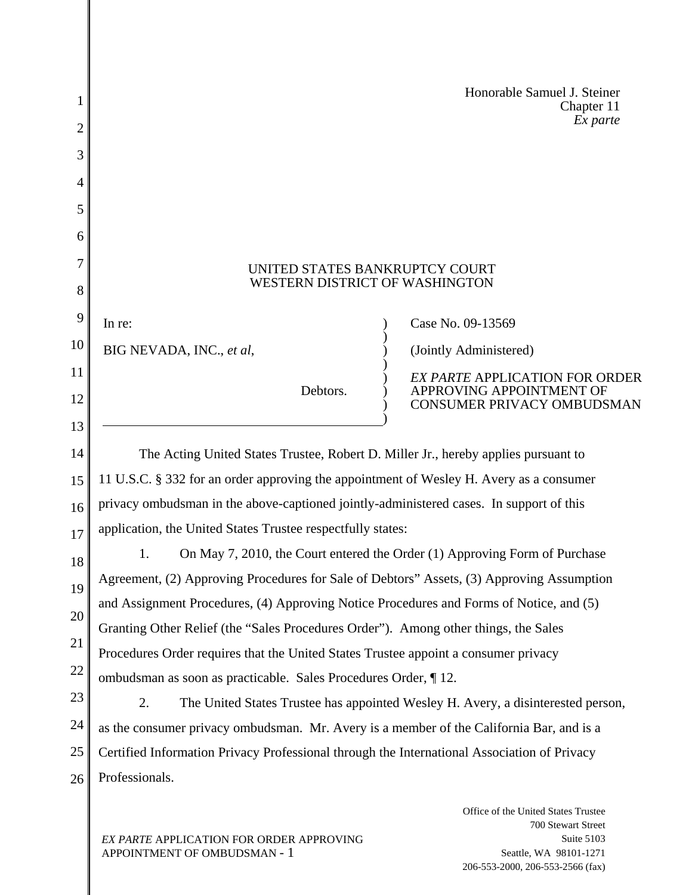Honorable Samuel J. Steiner
Chapter 11
*Ex parte*

UNITED STATES BANKRUPTCY COURT
WESTERN DISTRICT OF WASHINGTON

| | |
|---|---|
| In re: | Case No. 09-13569 |
| BIG NEVADA, INC., *et al*, | (Jointly Administered) |
| Debtors. | *EX PARTE* APPLICATION FOR ORDER APPROVING APPOINTMENT OF CONSUMER PRIVACY OMBUDSMAN |

The Acting United States Trustee, Robert D. Miller Jr., hereby applies pursuant to 11 U.S.C. § 332 for an order approving the appointment of Wesley H. Avery as a consumer privacy ombudsman in the above-captioned jointly-administered cases. In support of this application, the United States Trustee respectfully states:

1. On May 7, 2010, the Court entered the Order (1) Approving Form of Purchase Agreement, (2) Approving Procedures for Sale of Debtors" Assets, (3) Approving Assumption and Assignment Procedures, (4) Approving Notice Procedures and Forms of Notice, and (5) Granting Other Relief (the "Sales Procedures Order"). Among other things, the Sales Procedures Order requires that the United States Trustee appoint a consumer privacy ombudsman as soon as practicable. Sales Procedures Order, ¶ 12.

2. The United States Trustee has appointed Wesley H. Avery, a disinterested person, as the consumer privacy ombudsman. Mr. Avery is a member of the California Bar, and is a Certified Information Privacy Professional through the International Association of Privacy Professionals.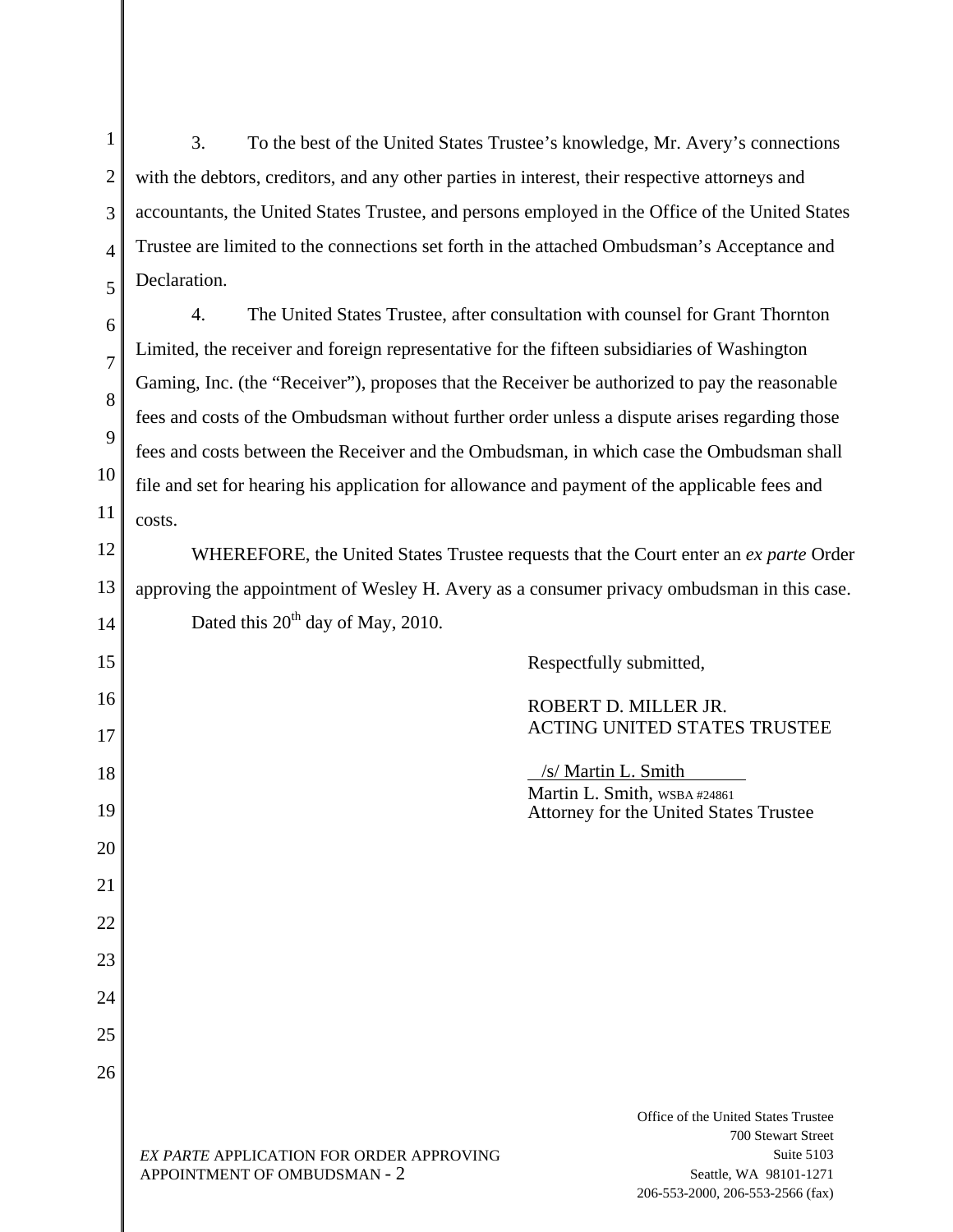3. To the best of the United States Trustee's knowledge, Mr. Avery's connections with the debtors, creditors, and any other parties in interest, their respective attorneys and accountants, the United States Trustee, and persons employed in the Office of the United States Trustee are limited to the connections set forth in the attached Ombudsman's Acceptance and Declaration.

4. The United States Trustee, after consultation with counsel for Grant Thornton Limited, the receiver and foreign representative for the fifteen subsidiaries of Washington Gaming, Inc. (the "Receiver"), proposes that the Receiver be authorized to pay the reasonable fees and costs of the Ombudsman without further order unless a dispute arises regarding those fees and costs between the Receiver and the Ombudsman, in which case the Ombudsman shall file and set for hearing his application for allowance and payment of the applicable fees and costs.

WHEREFORE, the United States Trustee requests that the Court enter an *ex parte* Order approving the appointment of Wesley H. Avery as a consumer privacy ombudsman in this case.

Dated this 20th day of May, 2010.

Respectfully submitted,

ROBERT D. MILLER JR.
ACTING UNITED STATES TRUSTEE

/s/ Martin L. Smith
Martin L. Smith, WSBA #24861
Attorney for the United States Trustee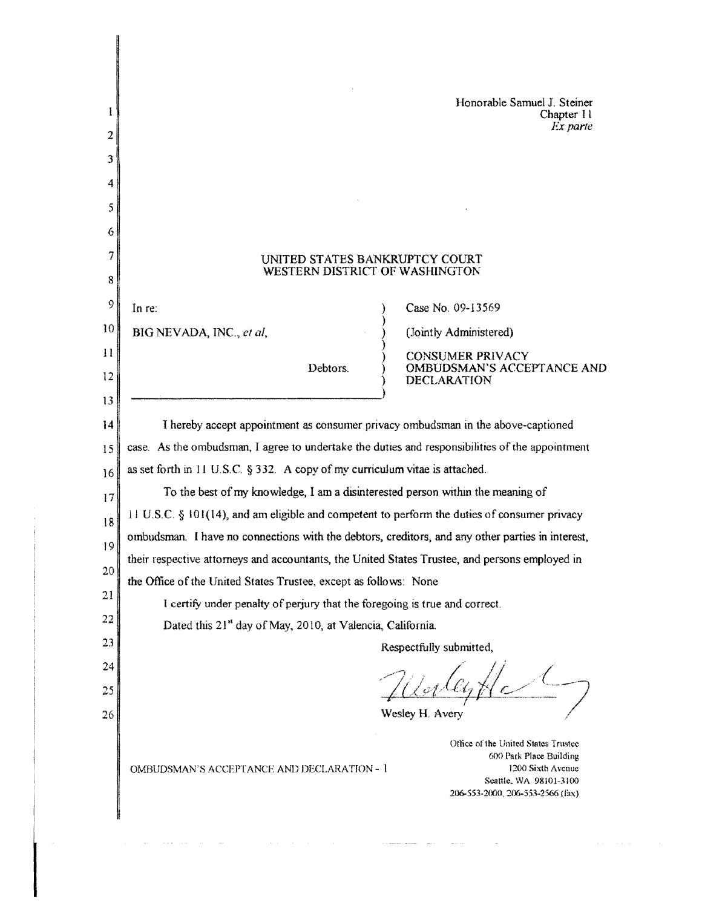Honorable Samuel J. Steiner
Chapter 11
*Ex parte*

UNITED STATES BANKRUPTCY COURT
WESTERN DISTRICT OF WASHINGTON

| | |
|---|---|
| In re:<br><br>BIG NEVADA, INC., *et al*,<br><br>Debtors. | Case No. 09-13569<br><br>(Jointly Administered)<br><br>CONSUMER PRIVACY OMBUDSMAN'S ACCEPTANCE AND DECLARATION |

I hereby accept appointment as consumer privacy ombudsman in the above-captioned case. As the ombudsman, I agree to undertake the duties and responsibilities of the appointment as set forth in 11 U.S.C. § 332. A copy of my curriculum vitae is attached.

To the best of my knowledge, I am a disinterested person within the meaning of 11 U.S.C. § 101(14), and am eligible and competent to perform the duties of consumer privacy ombudsman. I have no connections with the debtors, creditors, and any other parties in interest, their respective attorneys and accountants, the United States Trustee, and persons employed in the Office of the United States Trustee, except as follows: None

I certify under penalty of perjury that the foregoing is true and correct.

Dated this 21st day of May, 2010, at Valencia, California.

Respectfully submitted,

Wesley H. Avery

OMBUDSMAN'S ACCEPTANCE AND DECLARATION - 1

Office of the United States Trustee
600 Park Place Building
1200 Sixth Avenue
Seattle, WA 98101-3100
206-553-2000, 206-553-2566 (fax)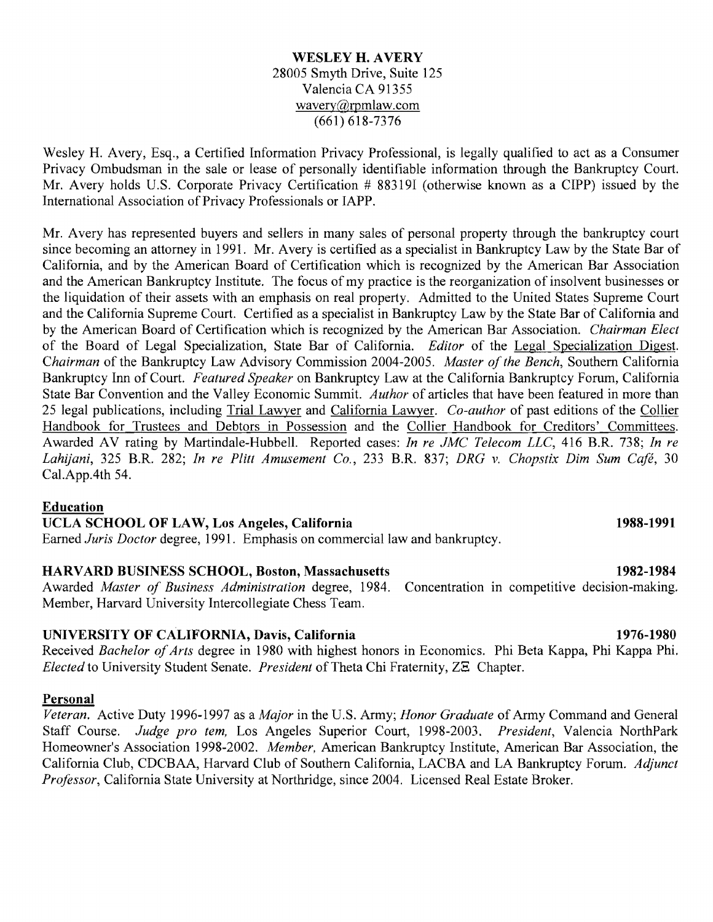**WESLEY H. AVERY**
28005 Smyth Drive, Suite 125
Valencia CA 91355
wavery@rpmlaw.com
(661) 618-7376

Wesley H. Avery, Esq., a Certified Information Privacy Professional, is legally qualified to act as a Consumer Privacy Ombudsman in the sale or lease of personally identifiable information through the Bankruptcy Court. Mr. Avery holds U.S. Corporate Privacy Certification # 88319I (otherwise known as a CIPP) issued by the International Association of Privacy Professionals or IAPP.

Mr. Avery has represented buyers and sellers in many sales of personal property through the bankruptcy court since becoming an attorney in 1991. Mr. Avery is certified as a specialist in Bankruptcy Law by the State Bar of California, and by the American Board of Certification which is recognized by the American Bar Association and the American Bankruptcy Institute. The focus of my practice is the reorganization of insolvent businesses or the liquidation of their assets with an emphasis on real property. Admitted to the United States Supreme Court and the California Supreme Court. Certified as a specialist in Bankruptcy Law by the State Bar of California and by the American Board of Certification which is recognized by the American Bar Association. *Chairman Elect* of the Board of Legal Specialization, State Bar of California. *Editor* of the Legal Specialization Digest. *Chairman* of the Bankruptcy Law Advisory Commission 2004-2005. *Master of the Bench*, Southern California Bankruptcy Inn of Court. *Featured Speaker* on Bankruptcy Law at the California Bankruptcy Forum, California State Bar Convention and the Valley Economic Summit. *Author* of articles that have been featured in more than 25 legal publications, including Trial Lawyer and California Lawyer. *Co-author* of past editions of the Collier Handbook for Trustees and Debtors in Possession and the Collier Handbook for Creditors' Committees. Awarded AV rating by Martindale-Hubbell. Reported cases: *In re JMC Telecom LLC*, 416 B.R. 738; *In re Lahijani*, 325 B.R. 282; *In re Plitt Amusement Co.*, 233 B.R. 837; *DRG v. Chopstix Dim Sum Café*, 30 Cal.App.4th 54.

## Education

**UCLA SCHOOL OF LAW, Los Angeles, California** **1988-1991**
Earned *Juris Doctor* degree, 1991. Emphasis on commercial law and bankruptcy.

**HARVARD BUSINESS SCHOOL, Boston, Massachusetts** **1982-1984**
Awarded *Master of Business Administration* degree, 1984. Concentration in competitive decision-making. Member, Harvard University Intercollegiate Chess Team.

**UNIVERSITY OF CALIFORNIA, Davis, California** **1976-1980**
Received *Bachelor of Arts* degree in 1980 with highest honors in Economics. Phi Beta Kappa, Phi Kappa Phi. *Elected* to University Student Senate. *President* of Theta Chi Fraternity, ΖΞ Chapter.

## Personal

*Veteran.* Active Duty 1996-1997 as a *Major* in the U.S. Army; *Honor Graduate* of Army Command and General Staff Course. *Judge pro tem,* Los Angeles Superior Court, 1998-2003. *President*, Valencia NorthPark Homeowner's Association 1998-2002. *Member,* American Bankruptcy Institute, American Bar Association, the California Club, CDCBAA, Harvard Club of Southern California, LACBA and LA Bankruptcy Forum. *Adjunct Professor*, California State University at Northridge, since 2004. Licensed Real Estate Broker.